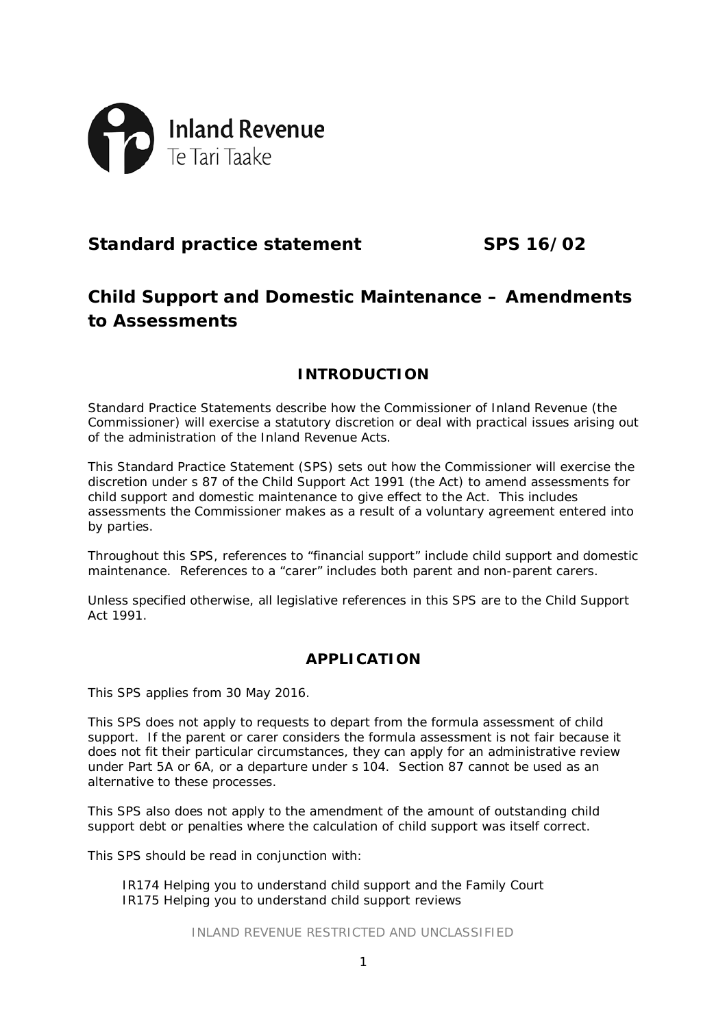Inland Revenue
Te Tari Taake

## Standard practice statement SPS 16/02

# Child Support and Domestic Maintenance – Amendments to Assessments

## INTRODUCTION

Standard Practice Statements describe how the Commissioner of Inland Revenue (the Commissioner) will exercise a statutory discretion or deal with practical issues arising out of the administration of the Inland Revenue Acts.

This Standard Practice Statement (SPS) sets out how the Commissioner will exercise the discretion under s 87 of the Child Support Act 1991 (the Act) to amend assessments for child support and domestic maintenance to give effect to the Act. This includes assessments the Commissioner makes as a result of a voluntary agreement entered into by parties.

Throughout this SPS, references to "financial support" include child support and domestic maintenance. References to a "carer" includes both parent and non-parent carers.

Unless specified otherwise, all legislative references in this SPS are to the Child Support Act 1991.

## APPLICATION

This SPS applies from 30 May 2016.

This SPS does not apply to requests to depart from the formula assessment of child support. If the parent or carer considers the formula assessment is not fair because it does not fit their particular circumstances, they can apply for an administrative review under Part 5A or 6A, or a departure under s 104. Section 87 cannot be used as an alternative to these processes.

This SPS also does not apply to the amendment of the amount of outstanding child support debt or penalties where the calculation of child support was itself correct.

This SPS should be read in conjunction with:

IR174 Helping you to understand child support and the Family Court
IR175 Helping you to understand child support reviews

INLAND REVENUE RESTRICTED AND UNCLASSIFIED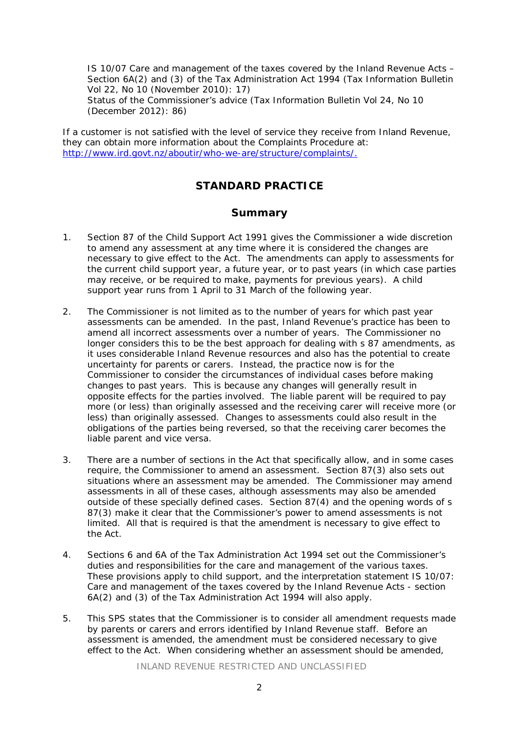IS 10/07 Care and management of the taxes covered by the Inland Revenue Acts – Section 6A(2) and (3) of the Tax Administration Act 1994 (Tax Information Bulletin Vol 22, No 10 (November 2010): 17)
Status of the Commissioner's advice (Tax Information Bulletin Vol 24, No 10 (December 2012): 86)

If a customer is not satisfied with the level of service they receive from Inland Revenue, they can obtain more information about the Complaints Procedure at: [http://www.ird.govt.nz/aboutir/who-we-are/structure/complaints/.](http://www.ird.govt.nz/aboutir/who-we-are/structure/complaints/)

## STANDARD PRACTICE

### Summary

1. Section 87 of the Child Support Act 1991 gives the Commissioner a wide discretion to amend any assessment at any time where it is considered the changes are necessary to give effect to the Act. The amendments can apply to assessments for the current child support year, a future year, or to past years (in which case parties may receive, or be required to make, payments for previous years). A child support year runs from 1 April to 31 March of the following year.

2. The Commissioner is not limited as to the number of years for which past year assessments can be amended. In the past, Inland Revenue's practice has been to amend all incorrect assessments over a number of years. The Commissioner no longer considers this to be the best approach for dealing with s 87 amendments, as it uses considerable Inland Revenue resources and also has the potential to create uncertainty for parents or carers. Instead, the practice now is for the Commissioner to consider the circumstances of individual cases before making changes to past years. This is because any changes will generally result in opposite effects for the parties involved. The liable parent will be required to pay more (or less) than originally assessed and the receiving carer will receive more (or less) than originally assessed. Changes to assessments could also result in the obligations of the parties being reversed, so that the receiving carer becomes the liable parent and vice versa.

3. There are a number of sections in the Act that specifically allow, and in some cases require, the Commissioner to amend an assessment. Section 87(3) also sets out situations where an assessment may be amended. The Commissioner may amend assessments in all of these cases, although assessments may also be amended outside of these specially defined cases. Section 87(4) and the opening words of s 87(3) make it clear that the Commissioner's power to amend assessments is not limited. All that is required is that the amendment is necessary to give effect to the Act.

4. Sections 6 and 6A of the Tax Administration Act 1994 set out the Commissioner's duties and responsibilities for the care and management of the various taxes. These provisions apply to child support, and the interpretation statement IS 10/07: Care and management of the taxes covered by the Inland Revenue Acts - section 6A(2) and (3) of the Tax Administration Act 1994 will also apply.

5. This SPS states that the Commissioner is to consider all amendment requests made by parents or carers and errors identified by Inland Revenue staff. Before an assessment is amended, the amendment must be considered necessary to give effect to the Act. When considering whether an assessment should be amended,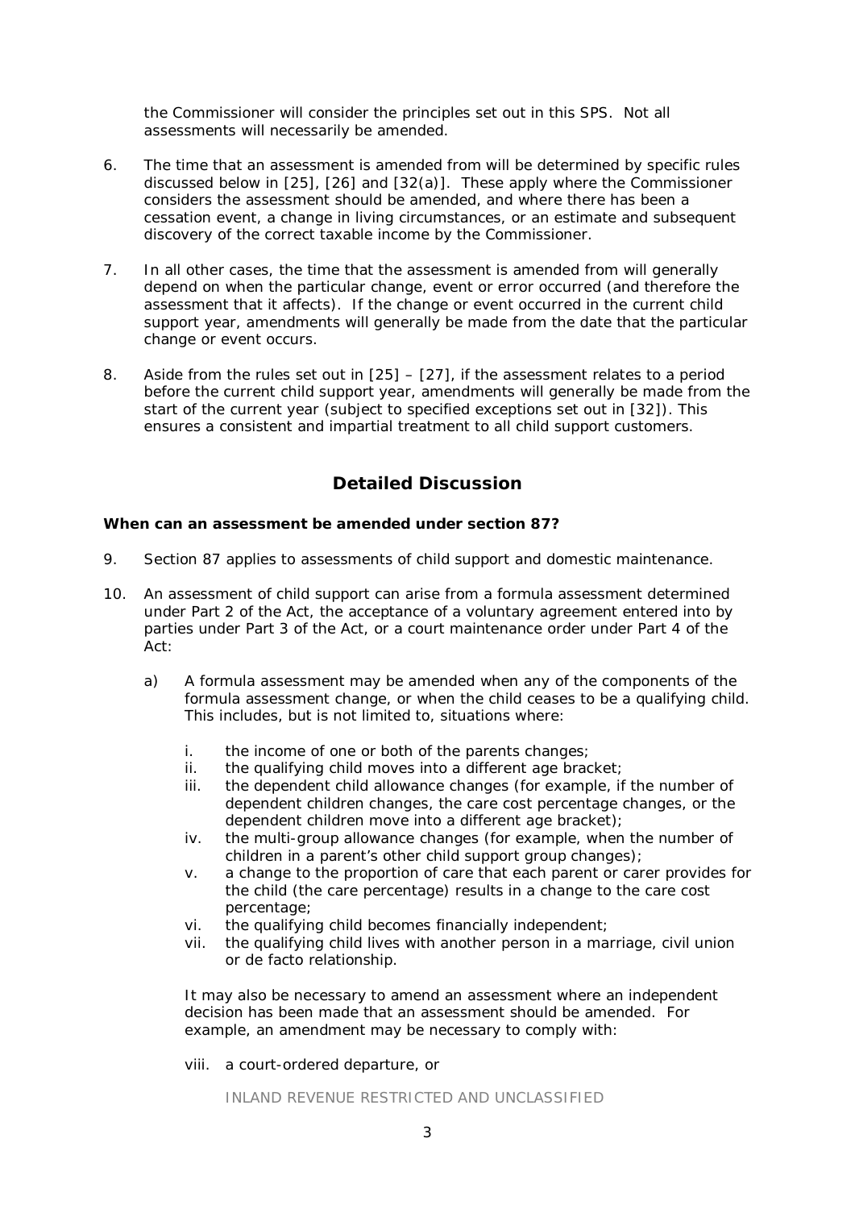the Commissioner will consider the principles set out in this SPS. Not all assessments will necessarily be amended.

6. The time that an assessment is amended from will be determined by specific rules discussed below in [25], [26] and [32(a)]. These apply where the Commissioner considers the assessment should be amended, and where there has been a cessation event, a change in living circumstances, or an estimate and subsequent discovery of the correct taxable income by the Commissioner.

7. In all other cases, the time that the assessment is amended from will generally depend on when the particular change, event or error occurred (and therefore the assessment that it affects). If the change or event occurred in the current child support year, amendments will generally be made from the date that the particular change or event occurs.

8. Aside from the rules set out in [25] – [27], if the assessment relates to a period before the current child support year, amendments will generally be made from the start of the current year (subject to specified exceptions set out in [32]). This ensures a consistent and impartial treatment to all child support customers.

## Detailed Discussion

**When can an assessment be amended under section 87?**

9. Section 87 applies to assessments of child support and domestic maintenance.

10. An assessment of child support can arise from a formula assessment determined under Part 2 of the Act, the acceptance of a voluntary agreement entered into by parties under Part 3 of the Act, or a court maintenance order under Part 4 of the Act:

    a) A formula assessment may be amended when any of the components of the formula assessment change, or when the child ceases to be a qualifying child. This includes, but is not limited to, situations where:

        i. the income of one or both of the parents changes;
        ii. the qualifying child moves into a different age bracket;
        iii. the dependent child allowance changes (for example, if the number of dependent children changes, the care cost percentage changes, or the dependent children move into a different age bracket);
        iv. the multi-group allowance changes (for example, when the number of children in a parent's other child support group changes);
        v. a change to the proportion of care that each parent or carer provides for the child (the care percentage) results in a change to the care cost percentage;
        vi. the qualifying child becomes financially independent;
        vii. the qualifying child lives with another person in a marriage, civil union or de facto relationship.

    It may also be necessary to amend an assessment where an independent decision has been made that an assessment should be amended. For example, an amendment may be necessary to comply with:

        viii. a court-ordered departure, or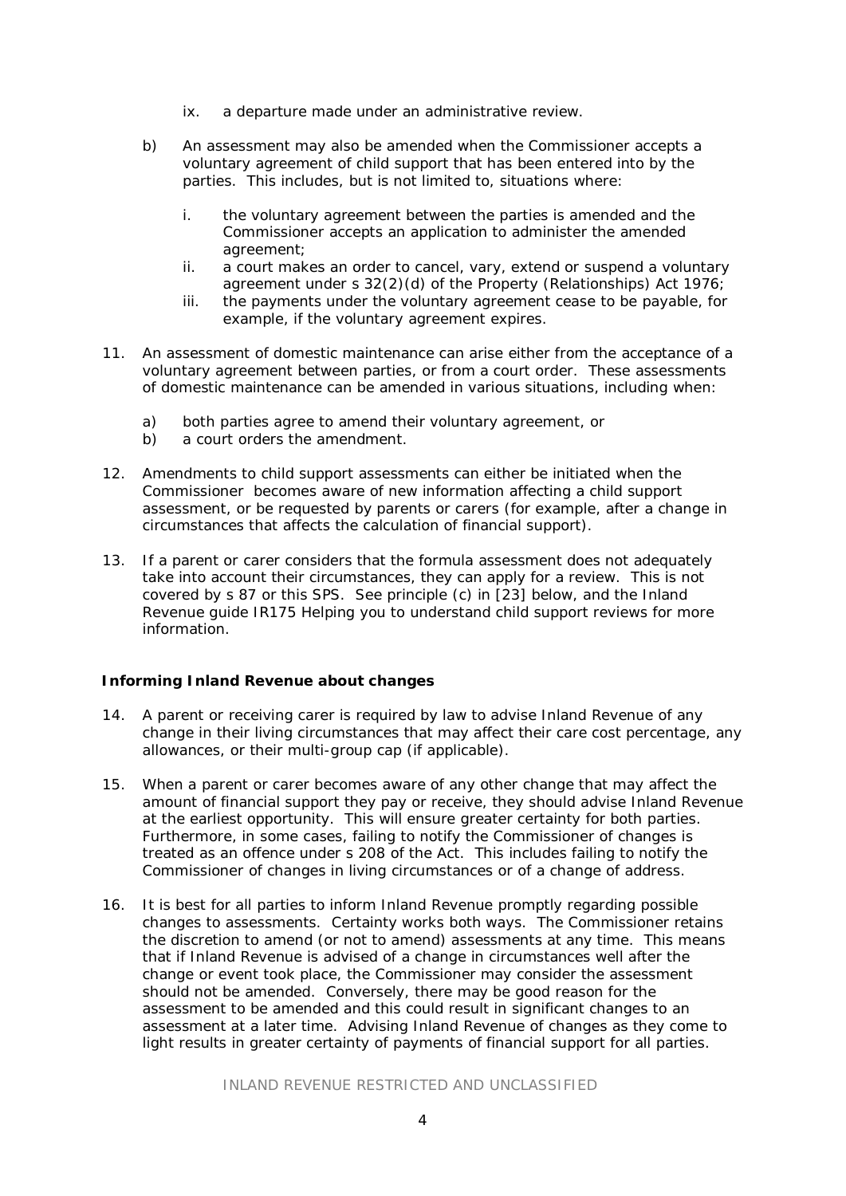ix. a departure made under an administrative review.

b) An assessment may also be amended when the Commissioner accepts a voluntary agreement of child support that has been entered into by the parties. This includes, but is not limited to, situations where:

   i. the voluntary agreement between the parties is amended and the Commissioner accepts an application to administer the amended agreement;
   ii. a court makes an order to cancel, vary, extend or suspend a voluntary agreement under s 32(2)(d) of the Property (Relationships) Act 1976;
   iii. the payments under the voluntary agreement cease to be payable, for example, if the voluntary agreement expires.

11. An assessment of domestic maintenance can arise either from the acceptance of a voluntary agreement between parties, or from a court order. These assessments of domestic maintenance can be amended in various situations, including when:

    a) both parties agree to amend their voluntary agreement, or
    b) a court orders the amendment.

12. Amendments to child support assessments can either be initiated when the Commissioner becomes aware of new information affecting a child support assessment, or be requested by parents or carers (for example, after a change in circumstances that affects the calculation of financial support).

13. If a parent or carer considers that the formula assessment does not adequately take into account their circumstances, they can apply for a review. This is not covered by s 87 or this SPS. See principle (c) in [23] below, and the Inland Revenue guide IR175 *Helping you to understand child support reviews* for more information.

**Informing Inland Revenue about changes**

14. A parent or receiving carer is required by law to advise Inland Revenue of any change in their living circumstances that may affect their care cost percentage, any allowances, or their multi-group cap (if applicable).

15. When a parent or carer becomes aware of any other change that may affect the amount of financial support they pay or receive, they should advise Inland Revenue at the earliest opportunity. This will ensure greater certainty for both parties. Furthermore, in some cases, failing to notify the Commissioner of changes is treated as an offence under s 208 of the Act. This includes failing to notify the Commissioner of changes in living circumstances or of a change of address.

16. It is best for all parties to inform Inland Revenue promptly regarding possible changes to assessments. Certainty works both ways. The Commissioner retains the discretion to amend (or not to amend) assessments at any time. This means that if Inland Revenue is advised of a change in circumstances well after the change or event took place, the Commissioner may consider the assessment should not be amended. Conversely, there may be good reason for the assessment to be amended and this could result in significant changes to an assessment at a later time. Advising Inland Revenue of changes as they come to light results in greater certainty of payments of financial support for all parties.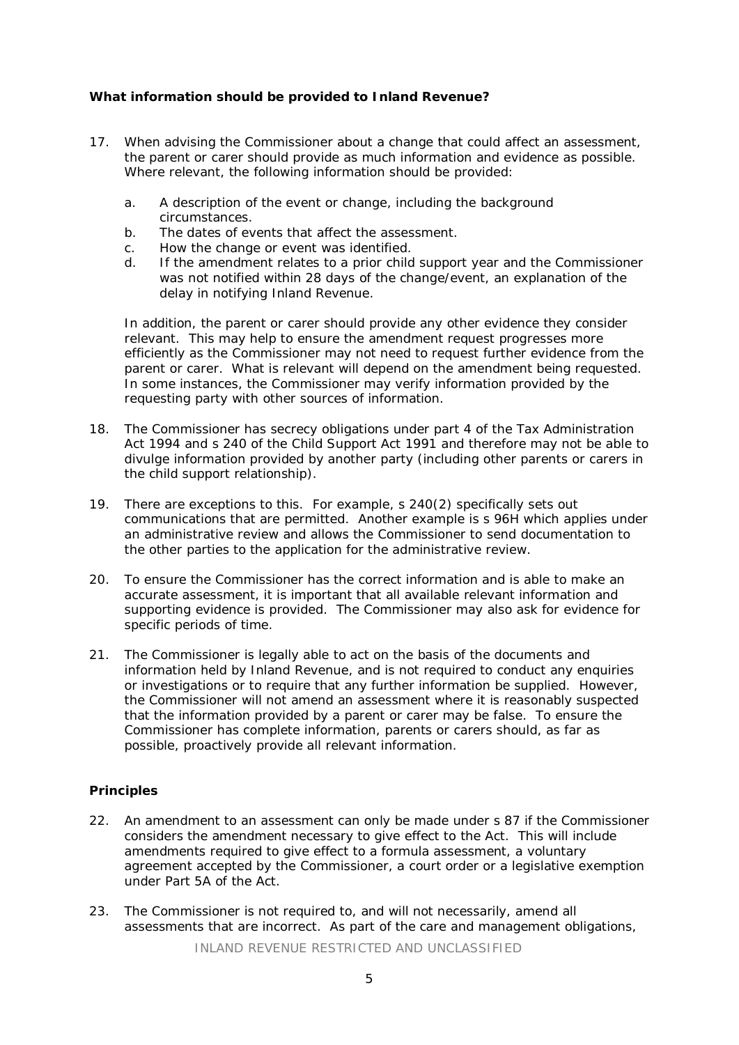**What information should be provided to Inland Revenue?**

17. When advising the Commissioner about a change that could affect an assessment, the parent or carer should provide as much information and evidence as possible. Where relevant, the following information should be provided:

    a. A description of the event or change, including the background circumstances.
    b. The dates of events that affect the assessment.
    c. How the change or event was identified.
    d. If the amendment relates to a prior child support year and the Commissioner was not notified within 28 days of the change/event, an explanation of the delay in notifying Inland Revenue.

    In addition, the parent or carer should provide any other evidence they consider relevant. This may help to ensure the amendment request progresses more efficiently as the Commissioner may not need to request further evidence from the parent or carer. What is relevant will depend on the amendment being requested. In some instances, the Commissioner may verify information provided by the requesting party with other sources of information.

18. The Commissioner has secrecy obligations under part 4 of the Tax Administration Act 1994 and s 240 of the Child Support Act 1991 and therefore may not be able to divulge information provided by another party (including other parents or carers in the child support relationship).

19. There are exceptions to this. For example, s 240(2) specifically sets out communications that are permitted. Another example is s 96H which applies under an administrative review and allows the Commissioner to send documentation to the other parties to the application for the administrative review.

20. To ensure the Commissioner has the correct information and is able to make an accurate assessment, it is important that all available relevant information and supporting evidence is provided. The Commissioner may also ask for evidence for specific periods of time.

21. The Commissioner is legally able to act on the basis of the documents and information held by Inland Revenue, and is not required to conduct any enquiries or investigations or to require that any further information be supplied. However, the Commissioner will not amend an assessment where it is reasonably suspected that the information provided by a parent or carer may be false. To ensure the Commissioner has complete information, parents or carers should, as far as possible, proactively provide all relevant information.

**Principles**

22. An amendment to an assessment can only be made under s 87 if the Commissioner considers the amendment necessary to give effect to the Act. This will include amendments required to give effect to a formula assessment, a voluntary agreement accepted by the Commissioner, a court order or a legislative exemption under Part 5A of the Act.

23. The Commissioner is not required to, and will not necessarily, amend all assessments that are incorrect. As part of the care and management obligations,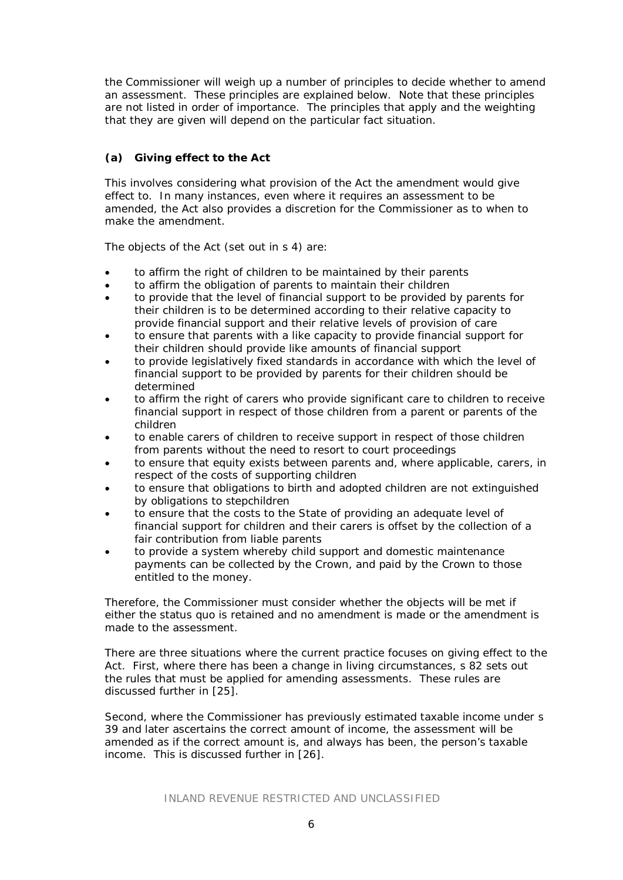the Commissioner will weigh up a number of principles to decide whether to amend an assessment. These principles are explained below. Note that these principles are not listed in order of importance. The principles that apply and the weighting that they are given will depend on the particular fact situation.

### (a) Giving effect to the Act

This involves considering what provision of the Act the amendment would give effect to. In many instances, even where it requires an assessment to be amended, the Act also provides a discretion for the Commissioner as to when to make the amendment.

The objects of the Act (set out in s 4) are:

- to affirm the right of children to be maintained by their parents
- to affirm the obligation of parents to maintain their children
- to provide that the level of financial support to be provided by parents for their children is to be determined according to their relative capacity to provide financial support and their relative levels of provision of care
- to ensure that parents with a like capacity to provide financial support for their children should provide like amounts of financial support
- to provide legislatively fixed standards in accordance with which the level of financial support to be provided by parents for their children should be determined
- to affirm the right of carers who provide significant care to children to receive financial support in respect of those children from a parent or parents of the children
- to enable carers of children to receive support in respect of those children from parents without the need to resort to court proceedings
- to ensure that equity exists between parents and, where applicable, carers, in respect of the costs of supporting children
- to ensure that obligations to birth and adopted children are not extinguished by obligations to stepchildren
- to ensure that the costs to the State of providing an adequate level of financial support for children and their carers is offset by the collection of a fair contribution from liable parents
- to provide a system whereby child support and domestic maintenance payments can be collected by the Crown, and paid by the Crown to those entitled to the money.

Therefore, the Commissioner must consider whether the objects will be met if either the status quo is retained and no amendment is made or the amendment is made to the assessment.

There are three situations where the current practice focuses on giving effect to the Act. First, where there has been a change in living circumstances, s 82 sets out the rules that must be applied for amending assessments. These rules are discussed further in [25].

Second, where the Commissioner has previously estimated taxable income under s 39 and later ascertains the correct amount of income, the assessment will be amended as if the correct amount is, and always has been, the person's taxable income. This is discussed further in [26].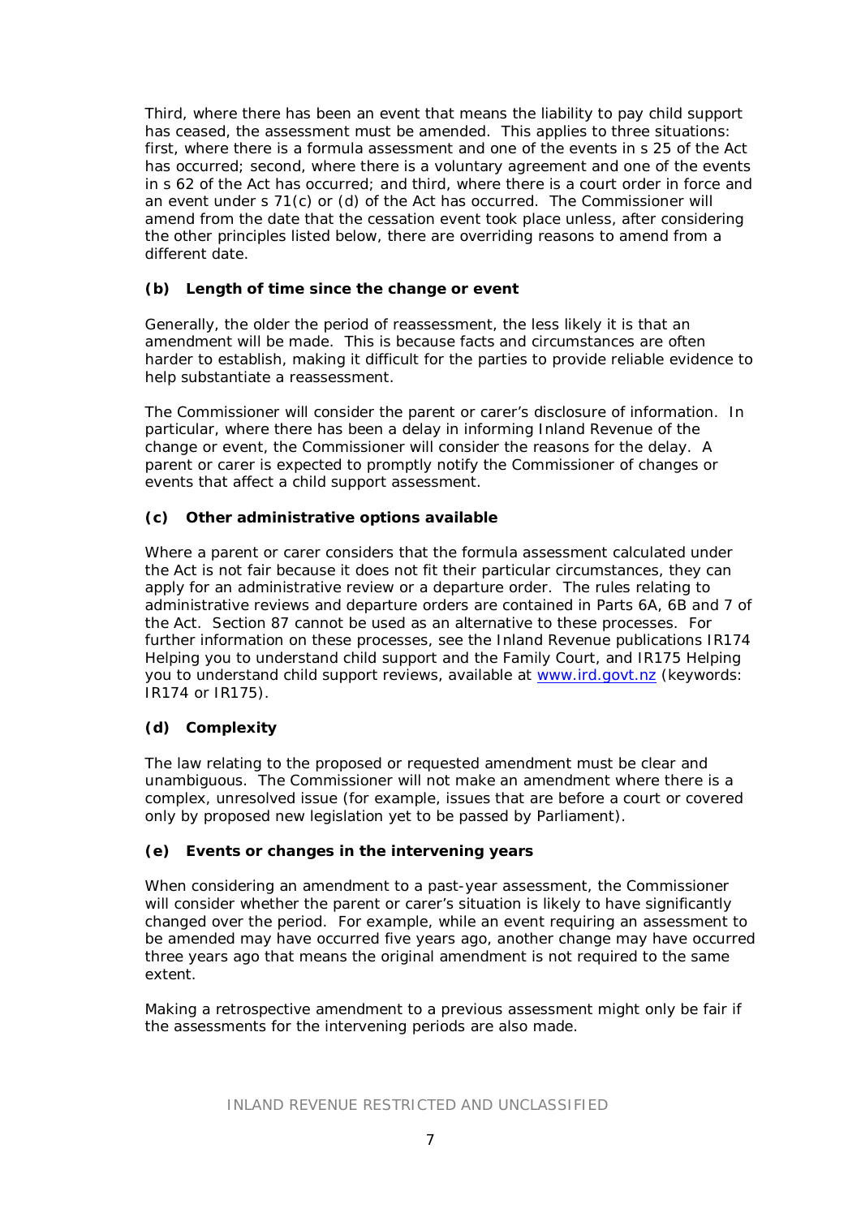Third, where there has been an event that means the liability to pay child support has ceased, the assessment must be amended. This applies to three situations: first, where there is a formula assessment and one of the events in s 25 of the Act has occurred; second, where there is a voluntary agreement and one of the events in s 62 of the Act has occurred; and third, where there is a court order in force and an event under s 71(c) or (d) of the Act has occurred. The Commissioner will amend from the date that the cessation event took place unless, after considering the other principles listed below, there are overriding reasons to amend from a different date.

### (b) Length of time since the change or event

Generally, the older the period of reassessment, the less likely it is that an amendment will be made. This is because facts and circumstances are often harder to establish, making it difficult for the parties to provide reliable evidence to help substantiate a reassessment.

The Commissioner will consider the parent or carer's disclosure of information. In particular, where there has been a delay in informing Inland Revenue of the change or event, the Commissioner will consider the reasons for the delay. A parent or carer is expected to promptly notify the Commissioner of changes or events that affect a child support assessment.

### (c) Other administrative options available

Where a parent or carer considers that the formula assessment calculated under the Act is not fair because it does not fit their particular circumstances, they can apply for an administrative review or a departure order. The rules relating to administrative reviews and departure orders are contained in Parts 6A, 6B and 7 of the Act. Section 87 cannot be used as an alternative to these processes. For further information on these processes, see the Inland Revenue publications IR174 *Helping you to understand child support and the Family Court*, and IR175 *Helping you to understand child support reviews*, available at www.ird.govt.nz (keywords: IR174 or IR175).

### (d) Complexity

The law relating to the proposed or requested amendment must be clear and unambiguous. The Commissioner will not make an amendment where there is a complex, unresolved issue (for example, issues that are before a court or covered only by proposed new legislation yet to be passed by Parliament).

### (e) Events or changes in the intervening years

When considering an amendment to a past-year assessment, the Commissioner will consider whether the parent or carer's situation is likely to have significantly changed over the period. For example, while an event requiring an assessment to be amended may have occurred five years ago, another change may have occurred three years ago that means the original amendment is not required to the same extent.

Making a retrospective amendment to a previous assessment might only be fair if the assessments for the intervening periods are also made.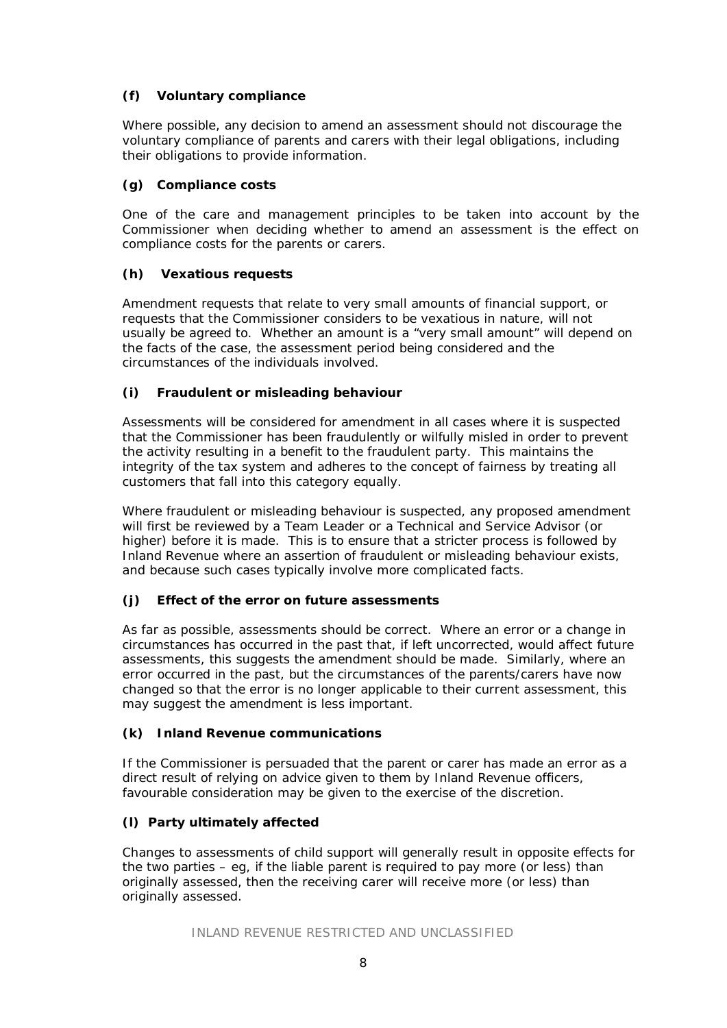### (f) Voluntary compliance

Where possible, any decision to amend an assessment should not discourage the voluntary compliance of parents and carers with their legal obligations, including their obligations to provide information.

### (g) Compliance costs

One of the care and management principles to be taken into account by the Commissioner when deciding whether to amend an assessment is the effect on compliance costs for the parents or carers.

### (h) Vexatious requests

Amendment requests that relate to very small amounts of financial support, or requests that the Commissioner considers to be vexatious in nature, will not usually be agreed to. Whether an amount is a "very small amount" will depend on the facts of the case, the assessment period being considered and the circumstances of the individuals involved.

### (i) Fraudulent or misleading behaviour

Assessments will be considered for amendment in all cases where it is suspected that the Commissioner has been fraudulently or wilfully misled in order to prevent the activity resulting in a benefit to the fraudulent party. This maintains the integrity of the tax system and adheres to the concept of fairness by treating all customers that fall into this category equally.

Where fraudulent or misleading behaviour is suspected, any proposed amendment will first be reviewed by a Team Leader or a Technical and Service Advisor (or higher) before it is made. This is to ensure that a stricter process is followed by Inland Revenue where an assertion of fraudulent or misleading behaviour exists, and because such cases typically involve more complicated facts.

### (j) Effect of the error on future assessments

As far as possible, assessments should be correct. Where an error or a change in circumstances has occurred in the past that, if left uncorrected, would affect future assessments, this suggests the amendment should be made. Similarly, where an error occurred in the past, but the circumstances of the parents/carers have now changed so that the error is no longer applicable to their current assessment, this may suggest the amendment is less important.

### (k) Inland Revenue communications

If the Commissioner is persuaded that the parent or carer has made an error as a direct result of relying on advice given to them by Inland Revenue officers, favourable consideration may be given to the exercise of the discretion.

### (l) Party ultimately affected

Changes to assessments of child support will generally result in opposite effects for the two parties – eg, if the liable parent is required to pay more (or less) than originally assessed, then the receiving carer will receive more (or less) than originally assessed.

INLAND REVENUE RESTRICTED AND UNCLASSIFIED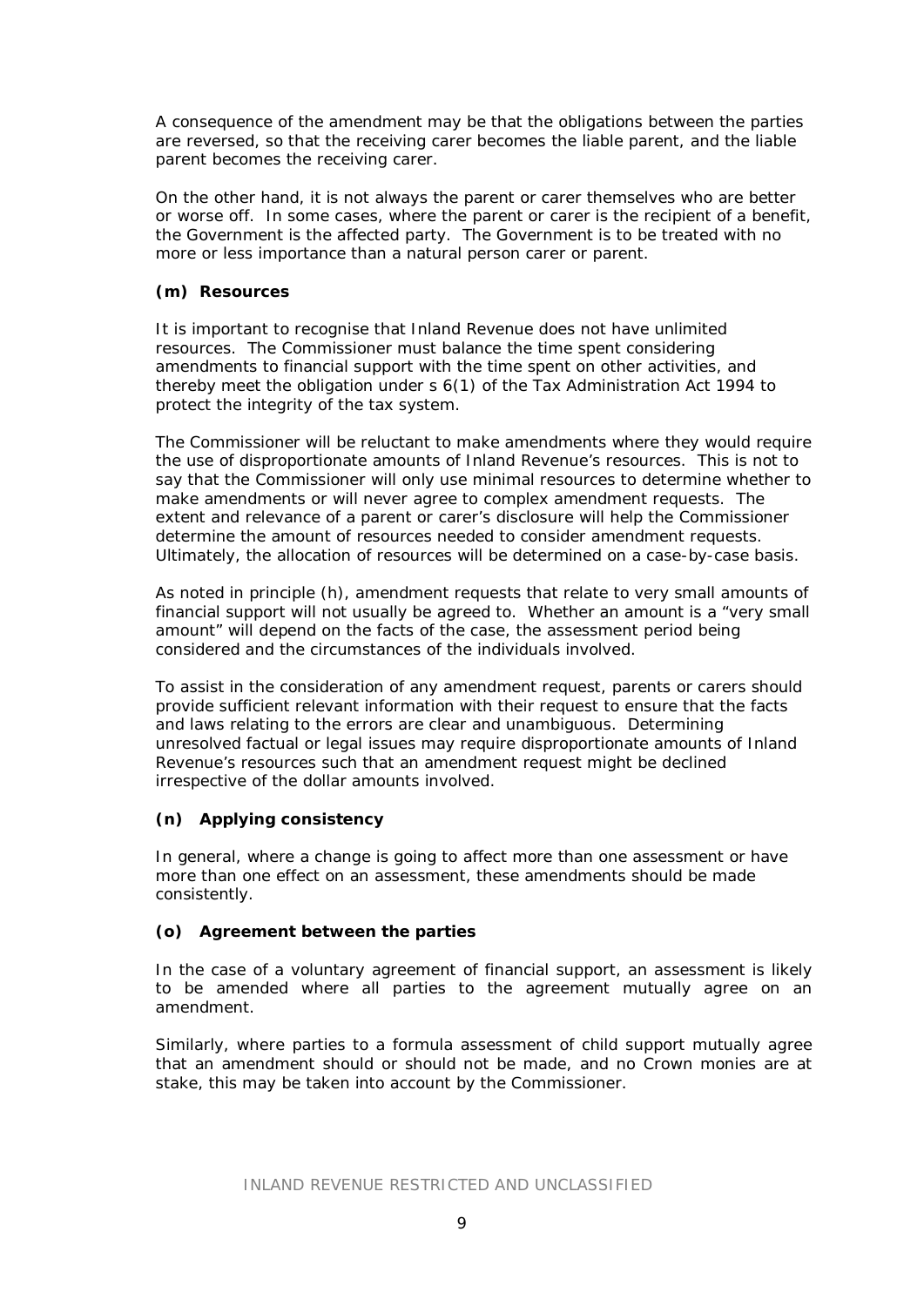A consequence of the amendment may be that the obligations between the parties are reversed, so that the receiving carer becomes the liable parent, and the liable parent becomes the receiving carer.

On the other hand, it is not always the parent or carer themselves who are better or worse off. In some cases, where the parent or carer is the recipient of a benefit, the Government is the affected party. The Government is to be treated with no more or less importance than a natural person carer or parent.

### (m) Resources

It is important to recognise that Inland Revenue does not have unlimited resources. The Commissioner must balance the time spent considering amendments to financial support with the time spent on other activities, and thereby meet the obligation under s 6(1) of the Tax Administration Act 1994 to protect the integrity of the tax system.

The Commissioner will be reluctant to make amendments where they would require the use of disproportionate amounts of Inland Revenue's resources. This is not to say that the Commissioner will only use minimal resources to determine whether to make amendments or will never agree to complex amendment requests. The extent and relevance of a parent or carer's disclosure will help the Commissioner determine the amount of resources needed to consider amendment requests. Ultimately, the allocation of resources will be determined on a case-by-case basis.

As noted in principle (h), amendment requests that relate to very small amounts of financial support will not usually be agreed to. Whether an amount is a "very small amount" will depend on the facts of the case, the assessment period being considered and the circumstances of the individuals involved.

To assist in the consideration of any amendment request, parents or carers should provide sufficient relevant information with their request to ensure that the facts and laws relating to the errors are clear and unambiguous. Determining unresolved factual or legal issues may require disproportionate amounts of Inland Revenue's resources such that an amendment request might be declined irrespective of the dollar amounts involved.

### (n) Applying consistency

In general, where a change is going to affect more than one assessment or have more than one effect on an assessment, these amendments should be made consistently.

### (o) Agreement between the parties

In the case of a voluntary agreement of financial support, an assessment is likely to be amended where all parties to the agreement mutually agree on an amendment.

Similarly, where parties to a formula assessment of child support mutually agree that an amendment should or should not be made, and no Crown monies are at stake, this may be taken into account by the Commissioner.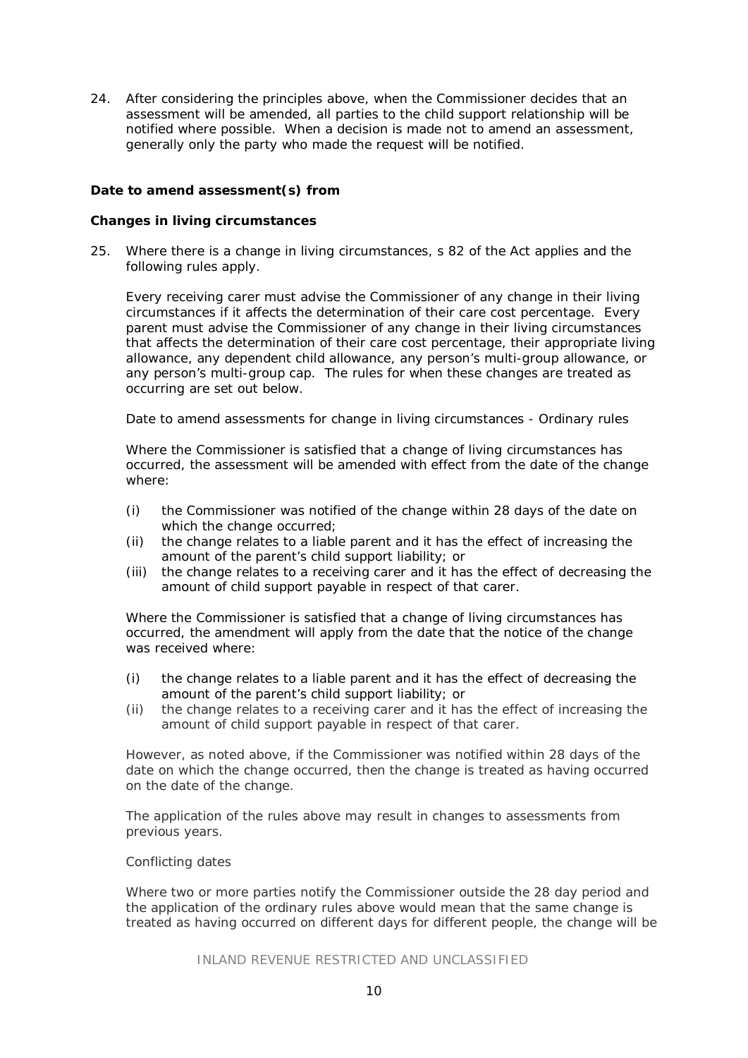24. After considering the principles above, when the Commissioner decides that an assessment will be amended, all parties to the child support relationship will be notified where possible. When a decision is made not to amend an assessment, generally only the party who made the request will be notified.

**Date to amend assessment(s) from**

**Changes in living circumstances**

25. Where there is a change in living circumstances, s 82 of the Act applies and the following rules apply.

    Every receiving carer must advise the Commissioner of any change in their living circumstances if it affects the determination of their care cost percentage. Every parent must advise the Commissioner of any change in their living circumstances that affects the determination of their care cost percentage, their appropriate living allowance, any dependent child allowance, any person's multi-group allowance, or any person's multi-group cap. The rules for when these changes are treated as occurring are set out below.

    Date to amend assessments for change in living circumstances - Ordinary rules

    Where the Commissioner is satisfied that a change of living circumstances has occurred, the assessment will be amended with effect from the date of the change where:

    (i) the Commissioner was notified of the change within 28 days of the date on which the change occurred;
    (ii) the change relates to a liable parent and it has the effect of increasing the amount of the parent's child support liability; or
    (iii) the change relates to a receiving carer and it has the effect of decreasing the amount of child support payable in respect of that carer.

    Where the Commissioner is satisfied that a change of living circumstances has occurred, the amendment will apply from the date that the notice of the change was received where:

    (i) the change relates to a liable parent and it has the effect of decreasing the amount of the parent's child support liability; or
    (ii) the change relates to a receiving carer and it has the effect of increasing the amount of child support payable in respect of that carer.

    However, as noted above, if the Commissioner was notified within 28 days of the date on which the change occurred, then the change is treated as having occurred on the date of the change.

    The application of the rules above may result in changes to assessments from previous years.

    Conflicting dates

    Where two or more parties notify the Commissioner outside the 28 day period and the application of the ordinary rules above would mean that the same change is treated as having occurred on different days for different people, the change will be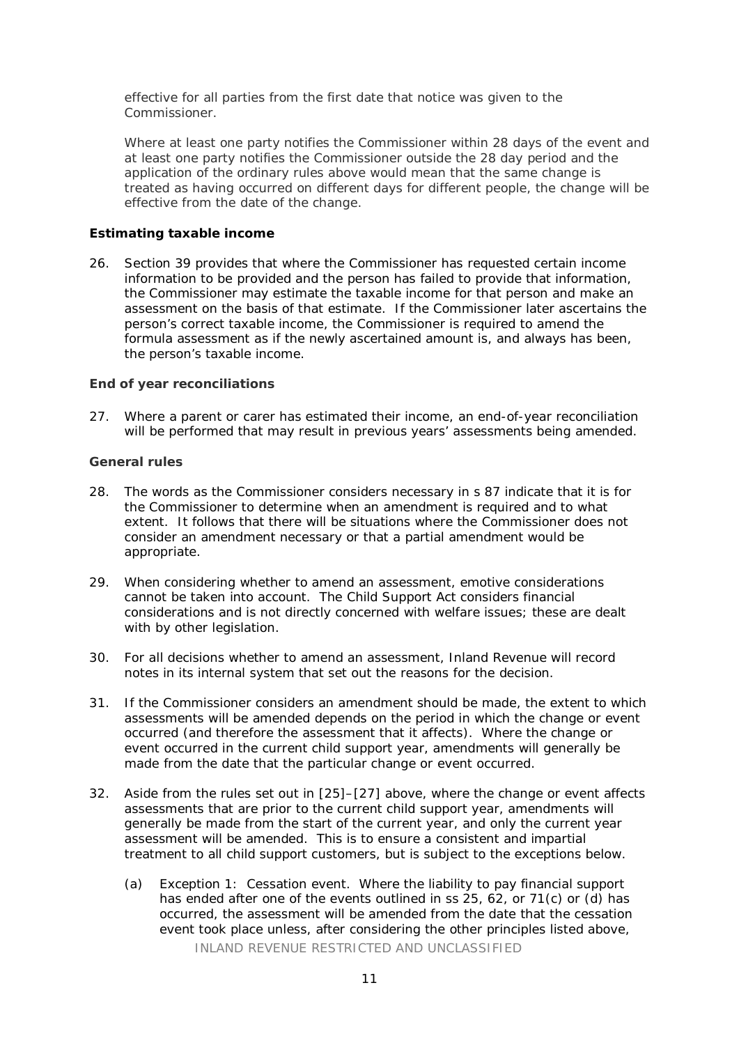effective for all parties from the first date that notice was given to the Commissioner.

Where at least one party notifies the Commissioner within 28 days of the event and at least one party notifies the Commissioner outside the 28 day period and the application of the ordinary rules above would mean that the same change is treated as having occurred on different days for different people, the change will be effective from the date of the change.

### Estimating taxable income

26. Section 39 provides that where the Commissioner has requested certain income information to be provided and the person has failed to provide that information, the Commissioner may estimate the taxable income for that person and make an assessment on the basis of that estimate. If the Commissioner later ascertains the person's correct taxable income, the Commissioner is required to amend the formula assessment as if the newly ascertained amount is, and always has been, the person's taxable income.

### End of year reconciliations

27. Where a parent or carer has estimated their income, an end-of-year reconciliation will be performed that may result in previous years' assessments being amended.

### General rules

28. The words *as the Commissioner considers necessary* in s 87 indicate that it is for the Commissioner to determine when an amendment is required and to what extent. It follows that there will be situations where the Commissioner does not consider an amendment necessary or that a partial amendment would be appropriate.

29. When considering whether to amend an assessment, emotive considerations cannot be taken into account. The Child Support Act considers financial considerations and is not directly concerned with welfare issues; these are dealt with by other legislation.

30. For all decisions whether to amend an assessment, Inland Revenue will record notes in its internal system that set out the reasons for the decision.

31. If the Commissioner considers an amendment should be made, the extent to which assessments will be amended depends on the period in which the change or event occurred (and therefore the assessment that it affects). Where the change or event occurred in the current child support year, amendments will generally be made from the date that the particular change or event occurred.

32. Aside from the rules set out in [25]–[27] above, where the change or event affects assessments that are prior to the current child support year, amendments will generally be made from the start of the current year, and only the current year assessment will be amended. This is to ensure a consistent and impartial treatment to all child support customers, but is subject to the exceptions below.

    (a) Exception 1: Cessation event. Where the liability to pay financial support has ended after one of the events outlined in ss 25, 62, or 71(c) or (d) has occurred, the assessment will be amended from the date that the cessation event took place unless, after considering the other principles listed above,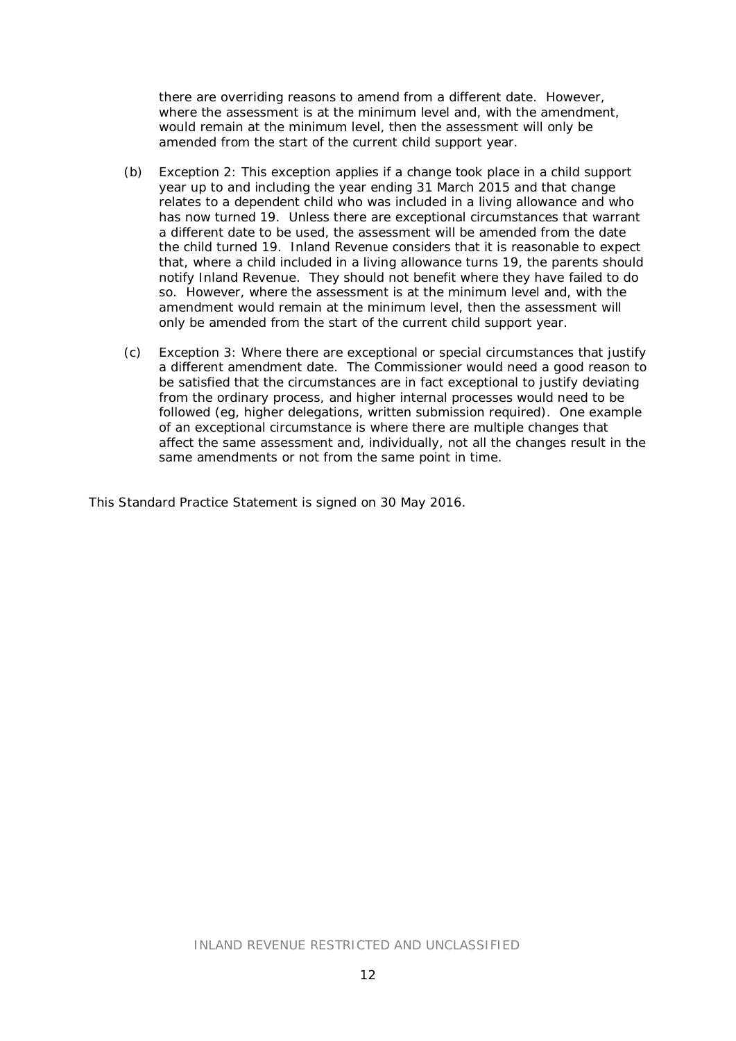there are overriding reasons to amend from a different date. However, where the assessment is at the minimum level and, with the amendment, would remain at the minimum level, then the assessment will only be amended from the start of the current child support year.

(b) Exception 2: This exception applies if a change took place in a child support year up to and including the year ending 31 March 2015 and that change relates to a dependent child who was included in a living allowance and who has now turned 19. Unless there are exceptional circumstances that warrant a different date to be used, the assessment will be amended from the date the child turned 19. Inland Revenue considers that it is reasonable to expect that, where a child included in a living allowance turns 19, the parents should notify Inland Revenue. They should not benefit where they have failed to do so. However, where the assessment is at the minimum level and, with the amendment would remain at the minimum level, then the assessment will only be amended from the start of the current child support year.

(c) Exception 3: Where there are exceptional or special circumstances that justify a different amendment date. The Commissioner would need a good reason to be satisfied that the circumstances are in fact exceptional to justify deviating from the ordinary process, and higher internal processes would need to be followed (eg, higher delegations, written submission required). One example of an exceptional circumstance is where there are multiple changes that affect the same assessment and, individually, not all the changes result in the same amendments or not from the same point in time.

This Standard Practice Statement is signed on 30 May 2016.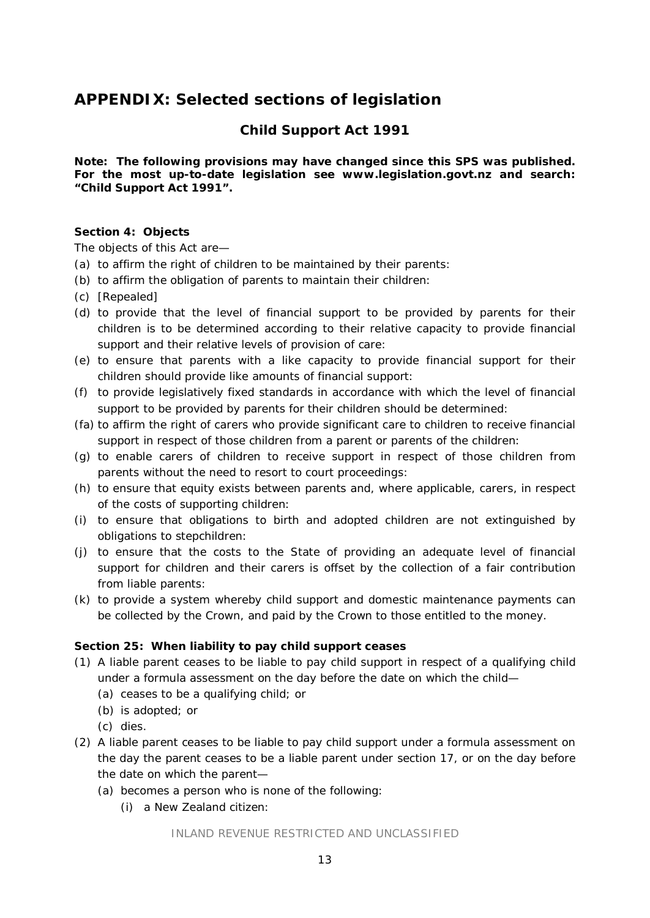# APPENDIX: Selected sections of legislation

## Child Support Act 1991

**Note: The following provisions may have changed since this SPS was published. For the most up-to-date legislation see www.legislation.govt.nz and search: "Child Support Act 1991".**

### Section 4: Objects

The objects of this Act are—

(a) to affirm the right of children to be maintained by their parents:

(b) to affirm the obligation of parents to maintain their children:

(c) [Repealed]

(d) to provide that the level of financial support to be provided by parents for their children is to be determined according to their relative capacity to provide financial support and their relative levels of provision of care:

(e) to ensure that parents with a like capacity to provide financial support for their children should provide like amounts of financial support:

(f) to provide legislatively fixed standards in accordance with which the level of financial support to be provided by parents for their children should be determined:

(fa) to affirm the right of carers who provide significant care to children to receive financial support in respect of those children from a parent or parents of the children:

(g) to enable carers of children to receive support in respect of those children from parents without the need to resort to court proceedings:

(h) to ensure that equity exists between parents and, where applicable, carers, in respect of the costs of supporting children:

(i) to ensure that obligations to birth and adopted children are not extinguished by obligations to stepchildren:

(j) to ensure that the costs to the State of providing an adequate level of financial support for children and their carers is offset by the collection of a fair contribution from liable parents:

(k) to provide a system whereby child support and domestic maintenance payments can be collected by the Crown, and paid by the Crown to those entitled to the money.

### Section 25: When liability to pay child support ceases

(1) A liable parent ceases to be liable to pay child support in respect of a qualifying child under a formula assessment on the day before the date on which the child—

   (a) ceases to be a qualifying child; or

   (b) is adopted; or

   (c) dies.

(2) A liable parent ceases to be liable to pay child support under a formula assessment on the day the parent ceases to be a liable parent under section 17, or on the day before the date on which the parent—

   (a) becomes a person who is none of the following:

      (i) a New Zealand citizen: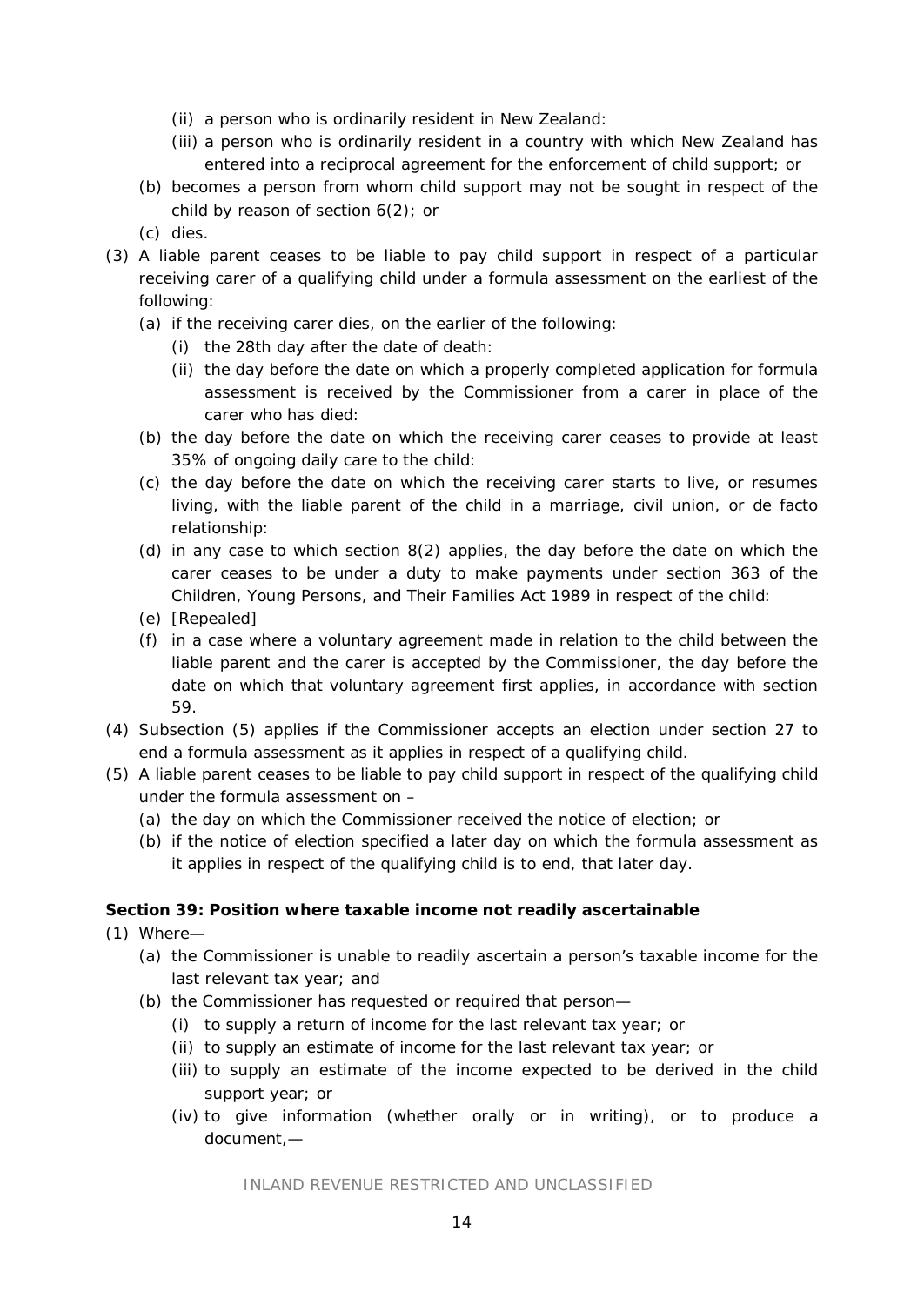- (ii) a person who is ordinarily resident in New Zealand:
   - (iii) a person who is ordinarily resident in a country with which New Zealand has entered into a reciprocal agreement for the enforcement of child support; or
 - (b) becomes a person from whom child support may not be sought in respect of the child by reason of section 6(2); or
 - (c) dies.

(3) A liable parent ceases to be liable to pay child support in respect of a particular receiving carer of a qualifying child under a formula assessment on the earliest of the following:
 - (a) if the receiving carer dies, on the earlier of the following:
   - (i) the 28th day after the date of death:
   - (ii) the day before the date on which a properly completed application for formula assessment is received by the Commissioner from a carer in place of the carer who has died:
 - (b) the day before the date on which the receiving carer ceases to provide at least 35% of ongoing daily care to the child:
 - (c) the day before the date on which the receiving carer starts to live, or resumes living, with the liable parent of the child in a marriage, civil union, or de facto relationship:
 - (d) in any case to which section 8(2) applies, the day before the date on which the carer ceases to be under a duty to make payments under section 363 of the Children, Young Persons, and Their Families Act 1989 in respect of the child:
 - (e) [Repealed]
 - (f) in a case where a voluntary agreement made in relation to the child between the liable parent and the carer is accepted by the Commissioner, the day before the date on which that voluntary agreement first applies, in accordance with section 59.

(4) Subsection (5) applies if the Commissioner accepts an election under section 27 to end a formula assessment as it applies in respect of a qualifying child.

(5) A liable parent ceases to be liable to pay child support in respect of the qualifying child under the formula assessment on –
 - (a) the day on which the Commissioner received the notice of election; or
 - (b) if the notice of election specified a later day on which the formula assessment as it applies in respect of the qualifying child is to end, that later day.

**Section 39: Position where taxable income not readily ascertainable**

(1) Where—
 - (a) the Commissioner is unable to readily ascertain a person's taxable income for the last relevant tax year; and
 - (b) the Commissioner has requested or required that person—
   - (i) to supply a return of income for the last relevant tax year; or
   - (ii) to supply an estimate of income for the last relevant tax year; or
   - (iii) to supply an estimate of the income expected to be derived in the child support year; or
   - (iv) to give information (whether orally or in writing), or to produce a document,—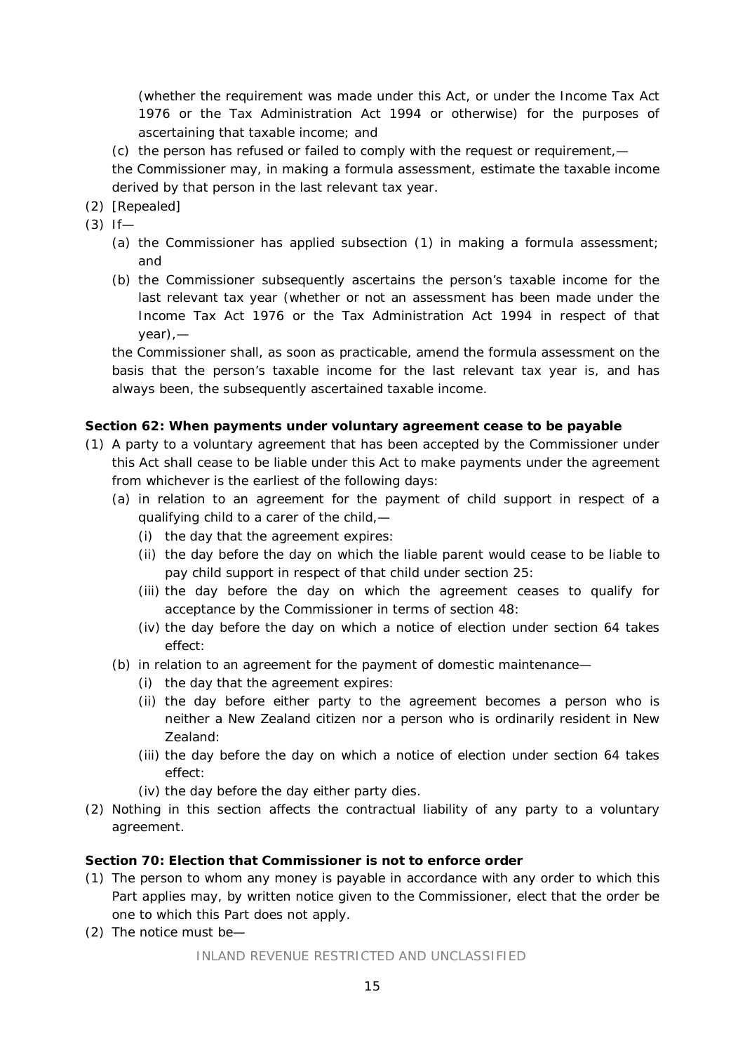(whether the requirement was made under this Act, or under the Income Tax Act 1976 or the Tax Administration Act 1994 or otherwise) for the purposes of ascertaining that taxable income; and

(c) the person has refused or failed to comply with the request or requirement,—

the Commissioner may, in making a formula assessment, estimate the taxable income derived by that person in the last relevant tax year.

(2) [Repealed]

(3) If—

- (a) the Commissioner has applied subsection (1) in making a formula assessment; and
- (b) the Commissioner subsequently ascertains the person's taxable income for the last relevant tax year (whether or not an assessment has been made under the Income Tax Act 1976 or the Tax Administration Act 1994 in respect of that year),—

the Commissioner shall, as soon as practicable, amend the formula assessment on the basis that the person's taxable income for the last relevant tax year is, and has always been, the subsequently ascertained taxable income.

**Section 62: When payments under voluntary agreement cease to be payable**

(1) A party to a voluntary agreement that has been accepted by the Commissioner under this Act shall cease to be liable under this Act to make payments under the agreement from whichever is the earliest of the following days:

- (a) in relation to an agreement for the payment of child support in respect of a qualifying child to a carer of the child,—
  - (i) the day that the agreement expires:
  - (ii) the day before the day on which the liable parent would cease to be liable to pay child support in respect of that child under section 25:
  - (iii) the day before the day on which the agreement ceases to qualify for acceptance by the Commissioner in terms of section 48:
  - (iv) the day before the day on which a notice of election under section 64 takes effect:
- (b) in relation to an agreement for the payment of domestic maintenance—
  - (i) the day that the agreement expires:
  - (ii) the day before either party to the agreement becomes a person who is neither a New Zealand citizen nor a person who is ordinarily resident in New Zealand:
  - (iii) the day before the day on which a notice of election under section 64 takes effect:
  - (iv) the day before the day either party dies.

(2) Nothing in this section affects the contractual liability of any party to a voluntary agreement.

**Section 70: Election that Commissioner is not to enforce order**

(1) The person to whom any money is payable in accordance with any order to which this Part applies may, by written notice given to the Commissioner, elect that the order be one to which this Part does not apply.

(2) The notice must be—

INLAND REVENUE RESTRICTED AND UNCLASSIFIED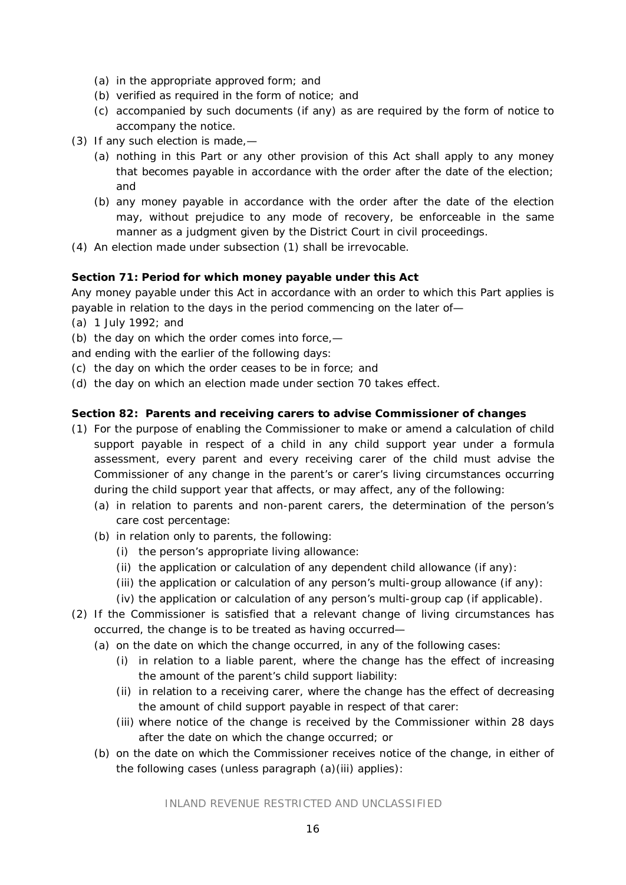(a) in the appropriate approved form; and

(b) verified as required in the form of notice; and

(c) accompanied by such documents (if any) as are required by the form of notice to accompany the notice.

(3) If any such election is made,—

(a) nothing in this Part or any other provision of this Act shall apply to any money that becomes payable in accordance with the order after the date of the election; and

(b) any money payable in accordance with the order after the date of the election may, without prejudice to any mode of recovery, be enforceable in the same manner as a judgment given by the District Court in civil proceedings.

(4) An election made under subsection (1) shall be irrevocable.

**Section 71: Period for which money payable under this Act**

Any money payable under this Act in accordance with an order to which this Part applies is payable in relation to the days in the period commencing on the later of—

(a) 1 July 1992; and

(b) the day on which the order comes into force,—

and ending with the earlier of the following days:

(c) the day on which the order ceases to be in force; and

(d) the day on which an election made under section 70 takes effect.

**Section 82: Parents and receiving carers to advise Commissioner of changes**

(1) For the purpose of enabling the Commissioner to make or amend a calculation of child support payable in respect of a child in any child support year under a formula assessment, every parent and every receiving carer of the child must advise the Commissioner of any change in the parent's or carer's living circumstances occurring during the child support year that affects, or may affect, any of the following:

(a) in relation to parents and non-parent carers, the determination of the person's care cost percentage:

(b) in relation only to parents, the following:

(i) the person's appropriate living allowance:

(ii) the application or calculation of any dependent child allowance (if any):

(iii) the application or calculation of any person's multi-group allowance (if any):

(iv) the application or calculation of any person's multi-group cap (if applicable).

(2) If the Commissioner is satisfied that a relevant change of living circumstances has occurred, the change is to be treated as having occurred—

(a) on the date on which the change occurred, in any of the following cases:

(i) in relation to a liable parent, where the change has the effect of increasing the amount of the parent's child support liability:

(ii) in relation to a receiving carer, where the change has the effect of decreasing the amount of child support payable in respect of that carer:

(iii) where notice of the change is received by the Commissioner within 28 days after the date on which the change occurred; or

(b) on the date on which the Commissioner receives notice of the change, in either of the following cases (unless paragraph (a)(iii) applies):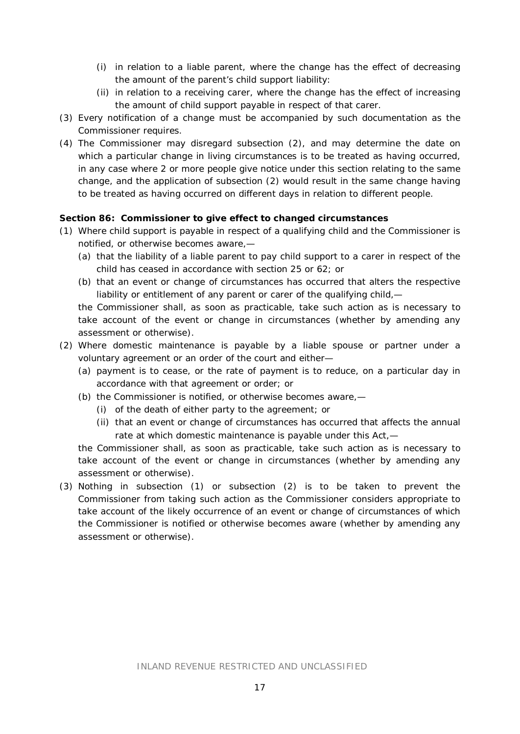(i) in relation to a liable parent, where the change has the effect of decreasing the amount of the parent's child support liability:

(ii) in relation to a receiving carer, where the change has the effect of increasing the amount of child support payable in respect of that carer.

(3) Every notification of a change must be accompanied by such documentation as the Commissioner requires.

(4) The Commissioner may disregard subsection (2), and may determine the date on which a particular change in living circumstances is to be treated as having occurred, in any case where 2 or more people give notice under this section relating to the same change, and the application of subsection (2) would result in the same change having to be treated as having occurred on different days in relation to different people.

**Section 86: Commissioner to give effect to changed circumstances**

(1) Where child support is payable in respect of a qualifying child and the Commissioner is notified, or otherwise becomes aware,—

  (a) that the liability of a liable parent to pay child support to a carer in respect of the child has ceased in accordance with section 25 or 62; or

  (b) that an event or change of circumstances has occurred that alters the respective liability or entitlement of any parent or carer of the qualifying child,—

  the Commissioner shall, as soon as practicable, take such action as is necessary to take account of the event or change in circumstances (whether by amending any assessment or otherwise).

(2) Where domestic maintenance is payable by a liable spouse or partner under a voluntary agreement or an order of the court and either—

  (a) payment is to cease, or the rate of payment is to reduce, on a particular day in accordance with that agreement or order; or

  (b) the Commissioner is notified, or otherwise becomes aware,—

    (i) of the death of either party to the agreement; or

    (ii) that an event or change of circumstances has occurred that affects the annual rate at which domestic maintenance is payable under this Act,—

  the Commissioner shall, as soon as practicable, take such action as is necessary to take account of the event or change in circumstances (whether by amending any assessment or otherwise).

(3) Nothing in subsection (1) or subsection (2) is to be taken to prevent the Commissioner from taking such action as the Commissioner considers appropriate to take account of the likely occurrence of an event or change of circumstances of which the Commissioner is notified or otherwise becomes aware (whether by amending any assessment or otherwise).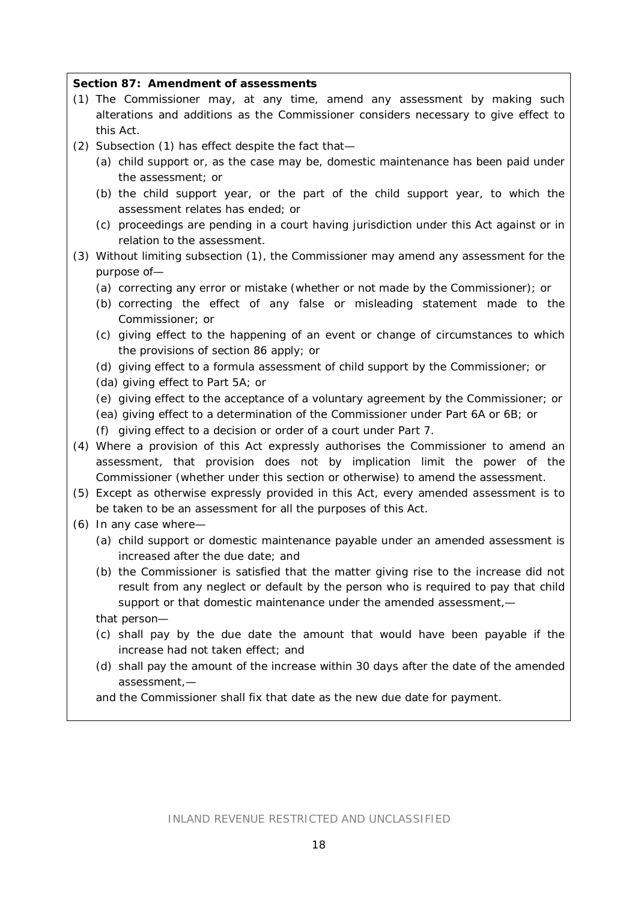**Section 87: Amendment of assessments**

(1) The Commissioner may, at any time, amend any assessment by making such alterations and additions as the Commissioner considers necessary to give effect to this Act.

(2) Subsection (1) has effect despite the fact that—

  (a) child support or, as the case may be, domestic maintenance has been paid under the assessment; or

  (b) the child support year, or the part of the child support year, to which the assessment relates has ended; or

  (c) proceedings are pending in a court having jurisdiction under this Act against or in relation to the assessment.

(3) Without limiting subsection (1), the Commissioner may amend any assessment for the purpose of—

  (a) correcting any error or mistake (whether or not made by the Commissioner); or

  (b) correcting the effect of any false or misleading statement made to the Commissioner; or

  (c) giving effect to the happening of an event or change of circumstances to which the provisions of section 86 apply; or

  (d) giving effect to a formula assessment of child support by the Commissioner; or

  (da) giving effect to Part 5A; or

  (e) giving effect to the acceptance of a voluntary agreement by the Commissioner; or

  (ea) giving effect to a determination of the Commissioner under Part 6A or 6B; or

  (f) giving effect to a decision or order of a court under Part 7.

(4) Where a provision of this Act expressly authorises the Commissioner to amend an assessment, that provision does not by implication limit the power of the Commissioner (whether under this section or otherwise) to amend the assessment.

(5) Except as otherwise expressly provided in this Act, every amended assessment is to be taken to be an assessment for all the purposes of this Act.

(6) In any case where—

  (a) child support or domestic maintenance payable under an amended assessment is increased after the due date; and

  (b) the Commissioner is satisfied that the matter giving rise to the increase did not result from any neglect or default by the person who is required to pay that child support or that domestic maintenance under the amended assessment,—

  that person—

  (c) shall pay by the due date the amount that would have been payable if the increase had not taken effect; and

  (d) shall pay the amount of the increase within 30 days after the date of the amended assessment,—

  and the Commissioner shall fix that date as the new due date for payment.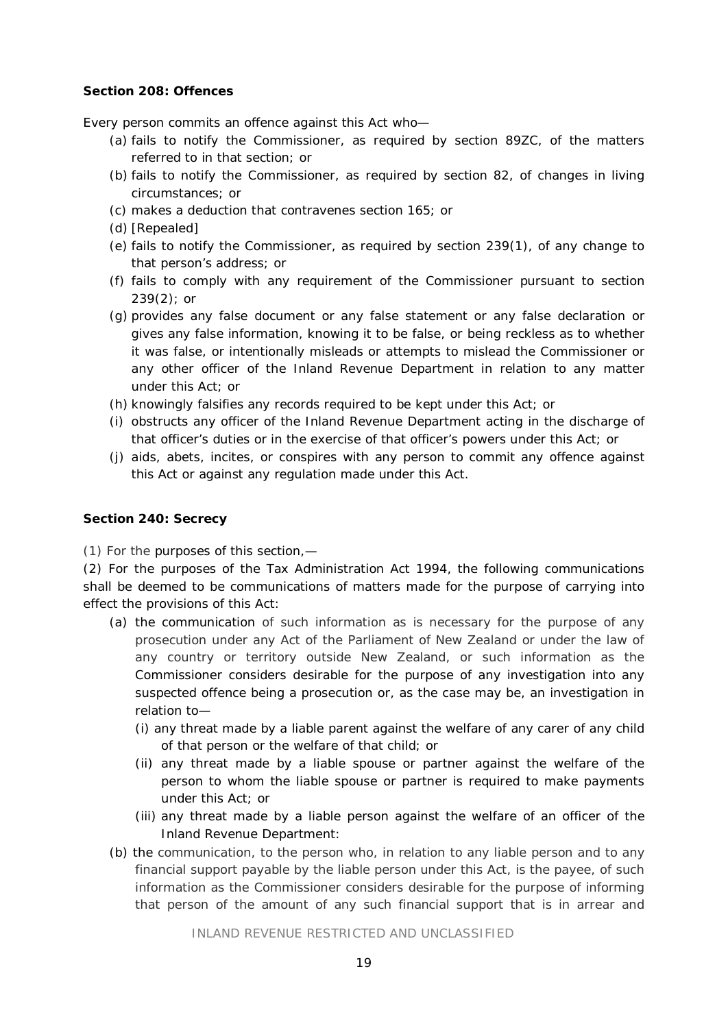**Section 208: Offences**

Every person commits an offence against this Act who—

- (a) fails to notify the Commissioner, as required by section 89ZC, of the matters referred to in that section; or
- (b) fails to notify the Commissioner, as required by section 82, of changes in living circumstances; or
- (c) makes a deduction that contravenes section 165; or
- (d) [Repealed]
- (e) fails to notify the Commissioner, as required by section 239(1), of any change to that person's address; or
- (f) fails to comply with any requirement of the Commissioner pursuant to section 239(2); or
- (g) provides any false document or any false statement or any false declaration or gives any false information, knowing it to be false, or being reckless as to whether it was false, or intentionally misleads or attempts to mislead the Commissioner or any other officer of the Inland Revenue Department in relation to any matter under this Act; or
- (h) knowingly falsifies any records required to be kept under this Act; or
- (i) obstructs any officer of the Inland Revenue Department acting in the discharge of that officer's duties or in the exercise of that officer's powers under this Act; or
- (j) aids, abets, incites, or conspires with any person to commit any offence against this Act or against any regulation made under this Act.

**Section 240: Secrecy**

(1) For the purposes of this section,—

(2) For the purposes of the Tax Administration Act 1994, the following communications shall be deemed to be communications of matters made for the purpose of carrying into effect the provisions of this Act:

- (a) the communication of such information as is necessary for the purpose of any prosecution under any Act of the Parliament of New Zealand or under the law of any country or territory outside New Zealand, or such information as the Commissioner considers desirable for the purpose of any investigation into any suspected offence being a prosecution or, as the case may be, an investigation in relation to—
  - (i) any threat made by a liable parent against the welfare of any carer of any child of that person or the welfare of that child; or
  - (ii) any threat made by a liable spouse or partner against the welfare of the person to whom the liable spouse or partner is required to make payments under this Act; or
  - (iii) any threat made by a liable person against the welfare of an officer of the Inland Revenue Department:
- (b) the communication, to the person who, in relation to any liable person and to any financial support payable by the liable person under this Act, is the payee, of such information as the Commissioner considers desirable for the purpose of informing that person of the amount of any such financial support that is in arrear and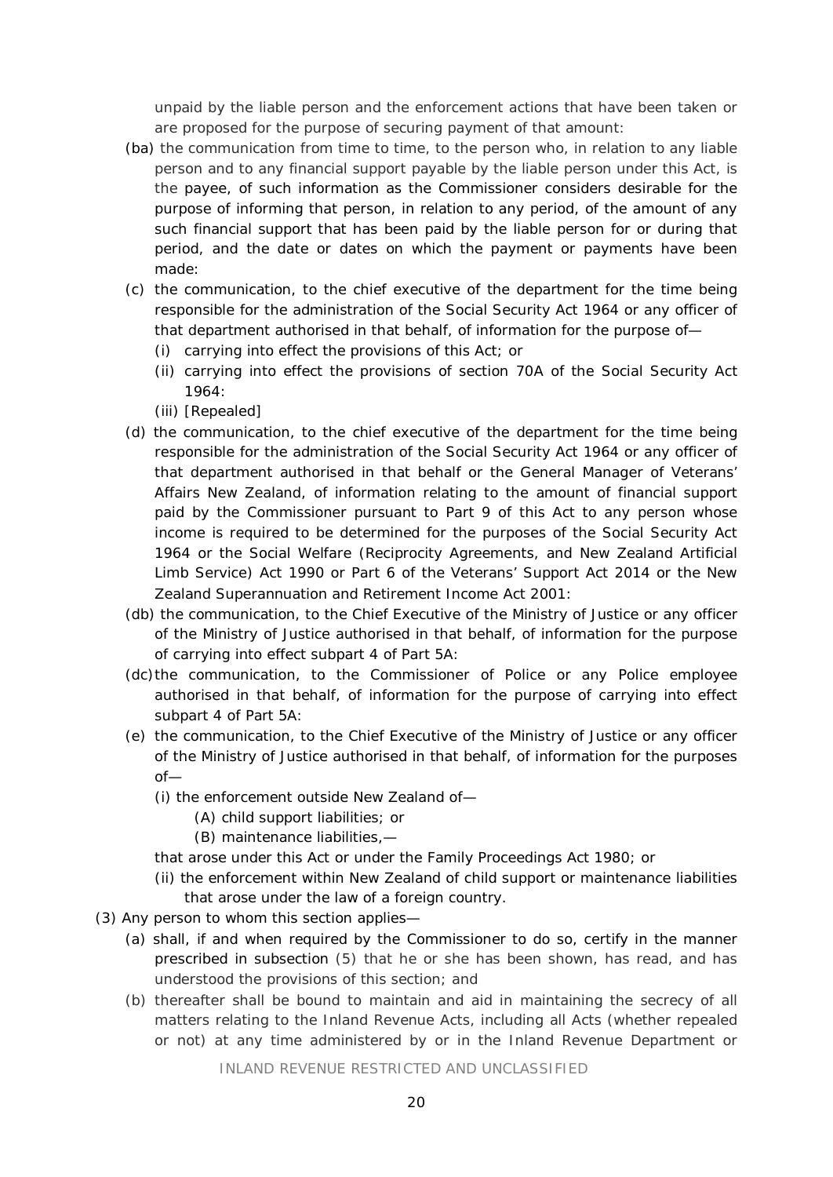unpaid by the liable person and the enforcement actions that have been taken or are proposed for the purpose of securing payment of that amount:

- (ba) the communication from time to time, to the person who, in relation to any liable person and to any financial support payable by the liable person under this Act, is the payee, of such information as the Commissioner considers desirable for the purpose of informing that person, in relation to any period, of the amount of any such financial support that has been paid by the liable person for or during that period, and the date or dates on which the payment or payments have been made:
- (c) the communication, to the chief executive of the department for the time being responsible for the administration of the Social Security Act 1964 or any officer of that department authorised in that behalf, of information for the purpose of—
  - (i) carrying into effect the provisions of this Act; or
  - (ii) carrying into effect the provisions of section 70A of the Social Security Act 1964:
  - (iii) [Repealed]
- (d) the communication, to the chief executive of the department for the time being responsible for the administration of the Social Security Act 1964 or any officer of that department authorised in that behalf or the General Manager of Veterans' Affairs New Zealand, of information relating to the amount of financial support paid by the Commissioner pursuant to Part 9 of this Act to any person whose income is required to be determined for the purposes of the Social Security Act 1964 or the Social Welfare (Reciprocity Agreements, and New Zealand Artificial Limb Service) Act 1990 or Part 6 of the Veterans' Support Act 2014 or the New Zealand Superannuation and Retirement Income Act 2001:
- (db) the communication, to the Chief Executive of the Ministry of Justice or any officer of the Ministry of Justice authorised in that behalf, of information for the purpose of carrying into effect subpart 4 of Part 5A:
- (dc) the communication, to the Commissioner of Police or any Police employee authorised in that behalf, of information for the purpose of carrying into effect subpart 4 of Part 5A:
- (e) the communication, to the Chief Executive of the Ministry of Justice or any officer of the Ministry of Justice authorised in that behalf, of information for the purposes of—
  - (i) the enforcement outside New Zealand of—
    - (A) child support liabilities; or
    - (B) maintenance liabilities,—

  that arose under this Act or under the Family Proceedings Act 1980; or
  - (ii) the enforcement within New Zealand of child support or maintenance liabilities that arose under the law of a foreign country.

(3) Any person to whom this section applies—

- (a) shall, if and when required by the Commissioner to do so, certify in the manner prescribed in subsection (5) that he or she has been shown, has read, and has understood the provisions of this section; and
- (b) thereafter shall be bound to maintain and aid in maintaining the secrecy of all matters relating to the Inland Revenue Acts, including all Acts (whether repealed or not) at any time administered by or in the Inland Revenue Department or

INLAND REVENUE RESTRICTED AND UNCLASSIFIED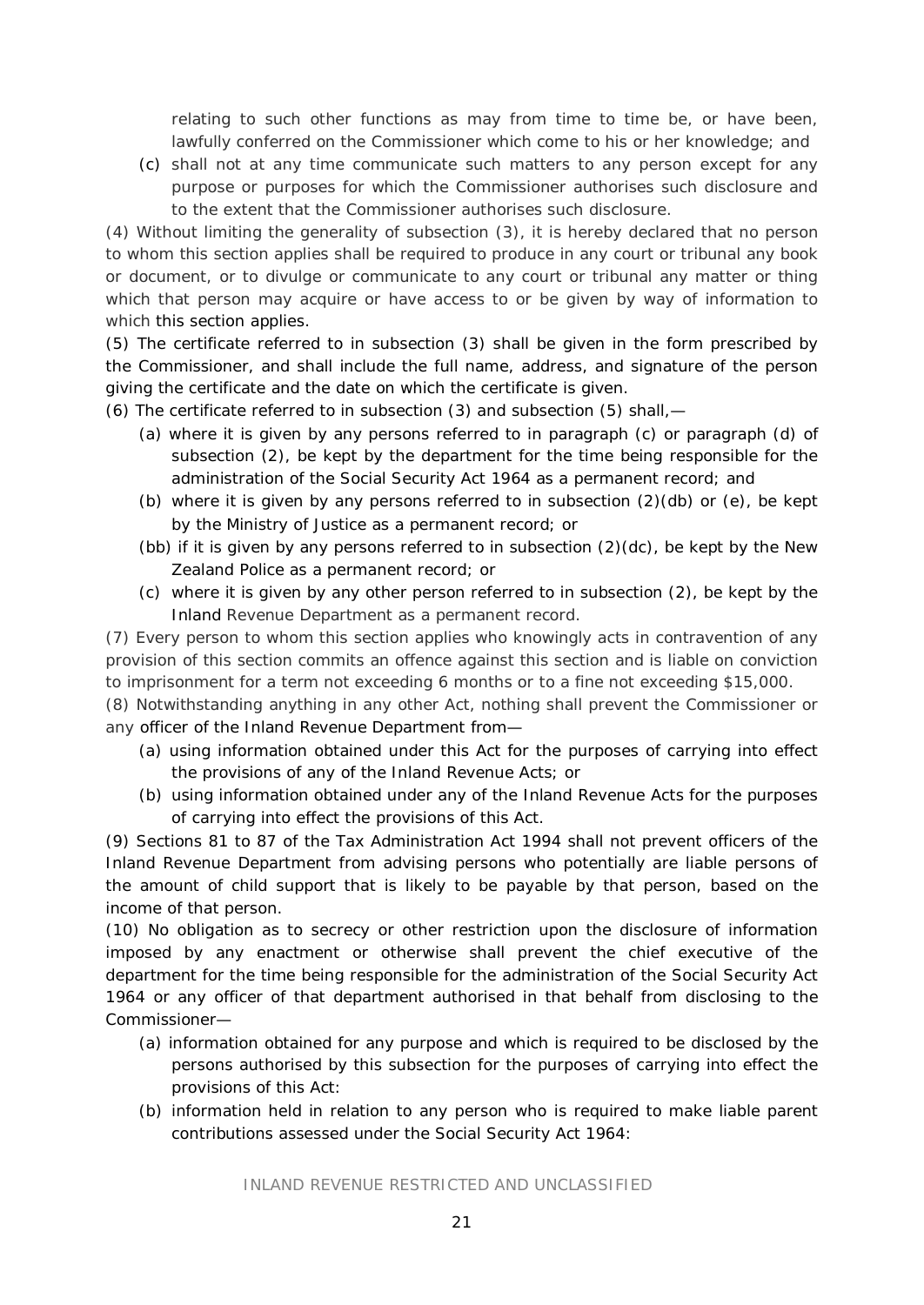relating to such other functions as may from time to time be, or have been, lawfully conferred on the Commissioner which come to his or her knowledge; and

(c) shall not at any time communicate such matters to any person except for any purpose or purposes for which the Commissioner authorises such disclosure and to the extent that the Commissioner authorises such disclosure.

(4) Without limiting the generality of subsection (3), it is hereby declared that no person to whom this section applies shall be required to produce in any court or tribunal any book or document, or to divulge or communicate to any court or tribunal any matter or thing which that person may acquire or have access to or be given by way of information to which this section applies.

(5) The certificate referred to in subsection (3) shall be given in the form prescribed by the Commissioner, and shall include the full name, address, and signature of the person giving the certificate and the date on which the certificate is given.

(6) The certificate referred to in subsection (3) and subsection (5) shall,—

(a) where it is given by any persons referred to in paragraph (c) or paragraph (d) of subsection (2), be kept by the department for the time being responsible for the administration of the Social Security Act 1964 as a permanent record; and

(b) where it is given by any persons referred to in subsection (2)(db) or (e), be kept by the Ministry of Justice as a permanent record; or

(bb) if it is given by any persons referred to in subsection (2)(dc), be kept by the New Zealand Police as a permanent record; or

(c) where it is given by any other person referred to in subsection (2), be kept by the Inland Revenue Department as a permanent record.

(7) Every person to whom this section applies who knowingly acts in contravention of any provision of this section commits an offence against this section and is liable on conviction to imprisonment for a term not exceeding 6 months or to a fine not exceeding $15,000.

(8) Notwithstanding anything in any other Act, nothing shall prevent the Commissioner or any officer of the Inland Revenue Department from—

(a) using information obtained under this Act for the purposes of carrying into effect the provisions of any of the Inland Revenue Acts; or

(b) using information obtained under any of the Inland Revenue Acts for the purposes of carrying into effect the provisions of this Act.

(9) Sections 81 to 87 of the Tax Administration Act 1994 shall not prevent officers of the Inland Revenue Department from advising persons who potentially are liable persons of the amount of child support that is likely to be payable by that person, based on the income of that person.

(10) No obligation as to secrecy or other restriction upon the disclosure of information imposed by any enactment or otherwise shall prevent the chief executive of the department for the time being responsible for the administration of the Social Security Act 1964 or any officer of that department authorised in that behalf from disclosing to the Commissioner—

(a) information obtained for any purpose and which is required to be disclosed by the persons authorised by this subsection for the purposes of carrying into effect the provisions of this Act:

(b) information held in relation to any person who is required to make liable parent contributions assessed under the Social Security Act 1964:

INLAND REVENUE RESTRICTED AND UNCLASSIFIED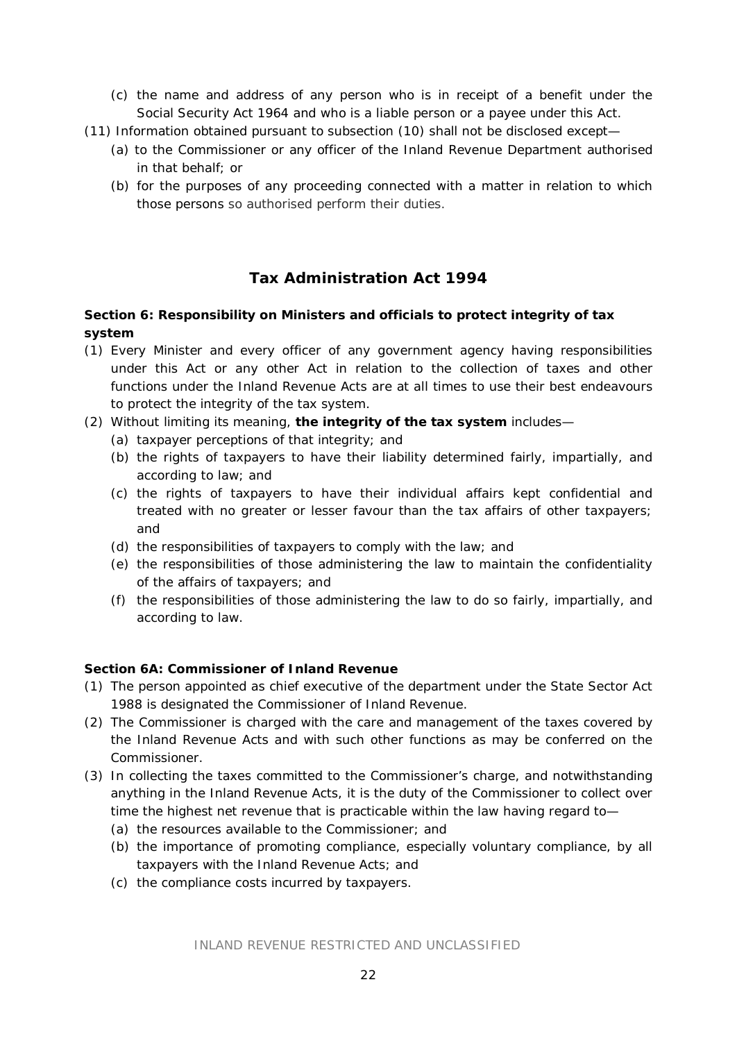(c) the name and address of any person who is in receipt of a benefit under the Social Security Act 1964 and who is a liable person or a payee under this Act.

(11) Information obtained pursuant to subsection (10) shall not be disclosed except—

(a) to the Commissioner or any officer of the Inland Revenue Department authorised in that behalf; or

(b) for the purposes of any proceeding connected with a matter in relation to which those persons so authorised perform their duties.

## Tax Administration Act 1994

**Section 6: Responsibility on Ministers and officials to protect integrity of tax system**

(1) Every Minister and every officer of any government agency having responsibilities under this Act or any other Act in relation to the collection of taxes and other functions under the Inland Revenue Acts are at all times to use their best endeavours to protect the integrity of the tax system.

(2) Without limiting its meaning, **the integrity of the tax system** includes—

(a) taxpayer perceptions of that integrity; and

(b) the rights of taxpayers to have their liability determined fairly, impartially, and according to law; and

(c) the rights of taxpayers to have their individual affairs kept confidential and treated with no greater or lesser favour than the tax affairs of other taxpayers; and

(d) the responsibilities of taxpayers to comply with the law; and

(e) the responsibilities of those administering the law to maintain the confidentiality of the affairs of taxpayers; and

(f) the responsibilities of those administering the law to do so fairly, impartially, and according to law.

**Section 6A: Commissioner of Inland Revenue**

(1) The person appointed as chief executive of the department under the State Sector Act 1988 is designated the Commissioner of Inland Revenue.

(2) The Commissioner is charged with the care and management of the taxes covered by the Inland Revenue Acts and with such other functions as may be conferred on the Commissioner.

(3) In collecting the taxes committed to the Commissioner's charge, and notwithstanding anything in the Inland Revenue Acts, it is the duty of the Commissioner to collect over time the highest net revenue that is practicable within the law having regard to—

(a) the resources available to the Commissioner; and

(b) the importance of promoting compliance, especially voluntary compliance, by all taxpayers with the Inland Revenue Acts; and

(c) the compliance costs incurred by taxpayers.

INLAND REVENUE RESTRICTED AND UNCLASSIFIED